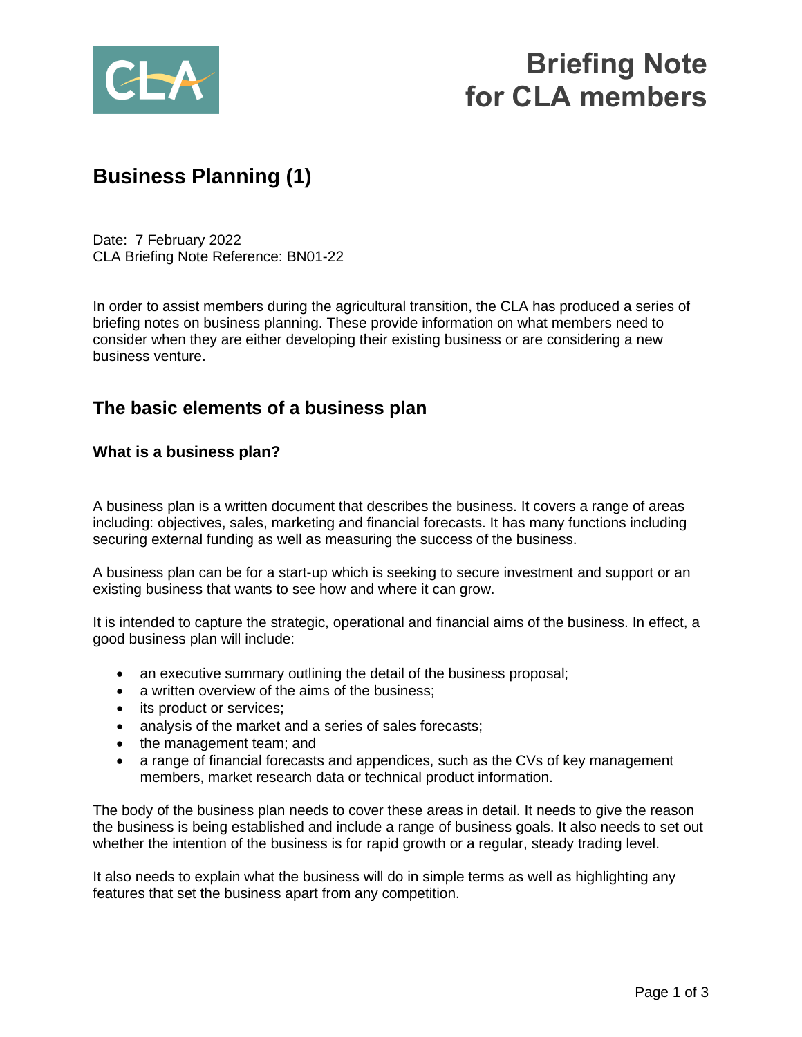# Briefing Note for CLA members

## Business Planning (1)

Date: 7 February 2022
CLA Briefing Note Reference: BN01-22

In order to assist members during the agricultural transition, the CLA has produced a series of briefing notes on business planning. These provide information on what members need to consider when they are either developing their existing business or are considering a new business venture.

## The basic elements of a business plan

### What is a business plan?

A business plan is a written document that describes the business. It covers a range of areas including: objectives, sales, marketing and financial forecasts. It has many functions including securing external funding as well as measuring the success of the business.

A business plan can be for a start-up which is seeking to secure investment and support or an existing business that wants to see how and where it can grow.

It is intended to capture the strategic, operational and financial aims of the business. In effect, a good business plan will include:

- an executive summary outlining the detail of the business proposal;
- a written overview of the aims of the business;
- its product or services;
- analysis of the market and a series of sales forecasts;
- the management team; and
- a range of financial forecasts and appendices, such as the CVs of key management members, market research data or technical product information.

The body of the business plan needs to cover these areas in detail. It needs to give the reason the business is being established and include a range of business goals. It also needs to set out whether the intention of the business is for rapid growth or a regular, steady trading level.

It also needs to explain what the business will do in simple terms as well as highlighting any features that set the business apart from any competition.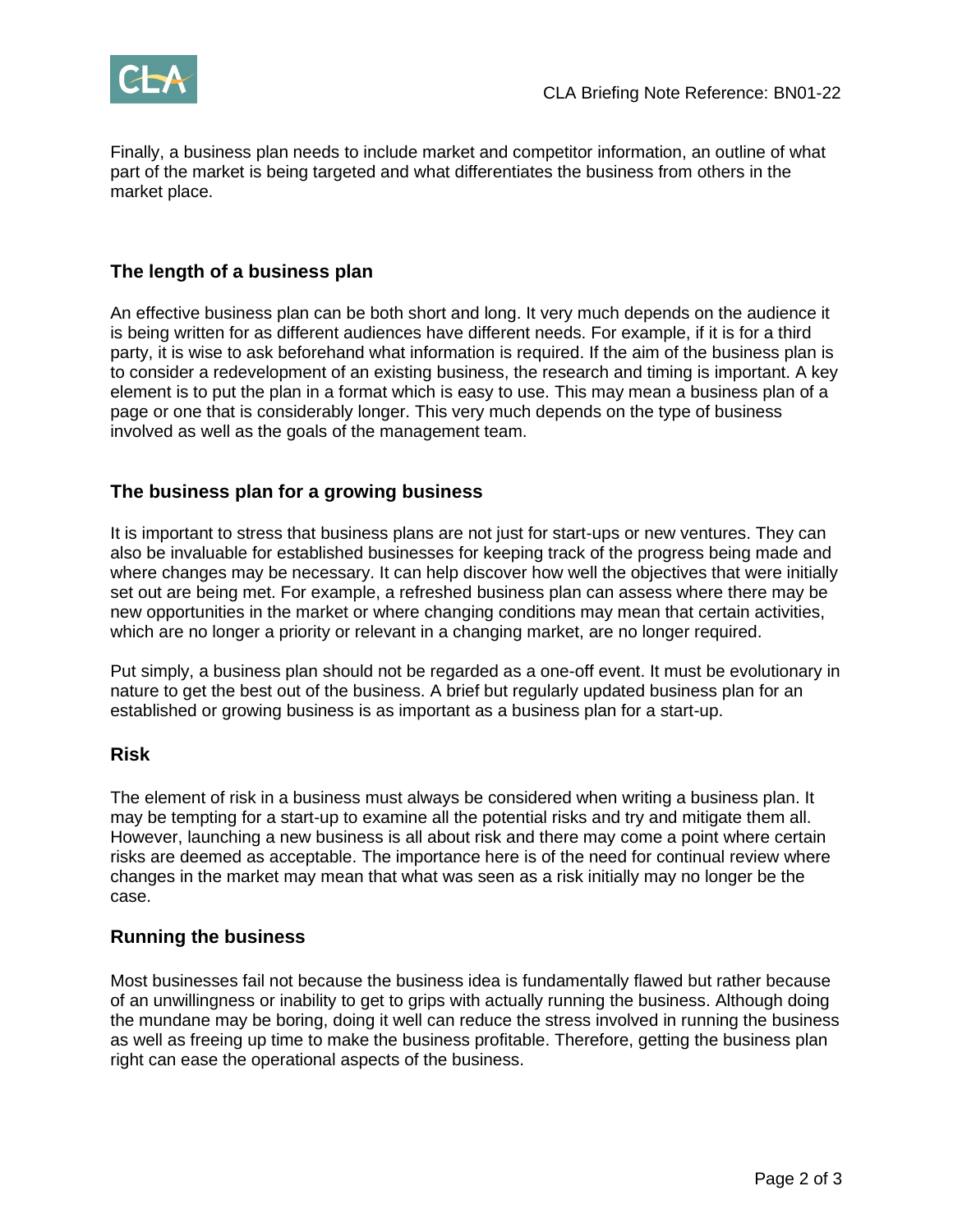Finally, a business plan needs to include market and competitor information, an outline of what part of the market is being targeted and what differentiates the business from others in the market place.

## The length of a business plan

An effective business plan can be both short and long. It very much depends on the audience it is being written for as different audiences have different needs. For example, if it is for a third party, it is wise to ask beforehand what information is required. If the aim of the business plan is to consider a redevelopment of an existing business, the research and timing is important. A key element is to put the plan in a format which is easy to use. This may mean a business plan of a page or one that is considerably longer. This very much depends on the type of business involved as well as the goals of the management team.

## The business plan for a growing business

It is important to stress that business plans are not just for start-ups or new ventures. They can also be invaluable for established businesses for keeping track of the progress being made and where changes may be necessary. It can help discover how well the objectives that were initially set out are being met. For example, a refreshed business plan can assess where there may be new opportunities in the market or where changing conditions may mean that certain activities, which are no longer a priority or relevant in a changing market, are no longer required.

Put simply, a business plan should not be regarded as a one-off event. It must be evolutionary in nature to get the best out of the business. A brief but regularly updated business plan for an established or growing business is as important as a business plan for a start-up.

## Risk

The element of risk in a business must always be considered when writing a business plan. It may be tempting for a start-up to examine all the potential risks and try and mitigate them all. However, launching a new business is all about risk and there may come a point where certain risks are deemed as acceptable. The importance here is of the need for continual review where changes in the market may mean that what was seen as a risk initially may no longer be the case.

## Running the business

Most businesses fail not because the business idea is fundamentally flawed but rather because of an unwillingness or inability to get to grips with actually running the business. Although doing the mundane may be boring, doing it well can reduce the stress involved in running the business as well as freeing up time to make the business profitable. Therefore, getting the business plan right can ease the operational aspects of the business.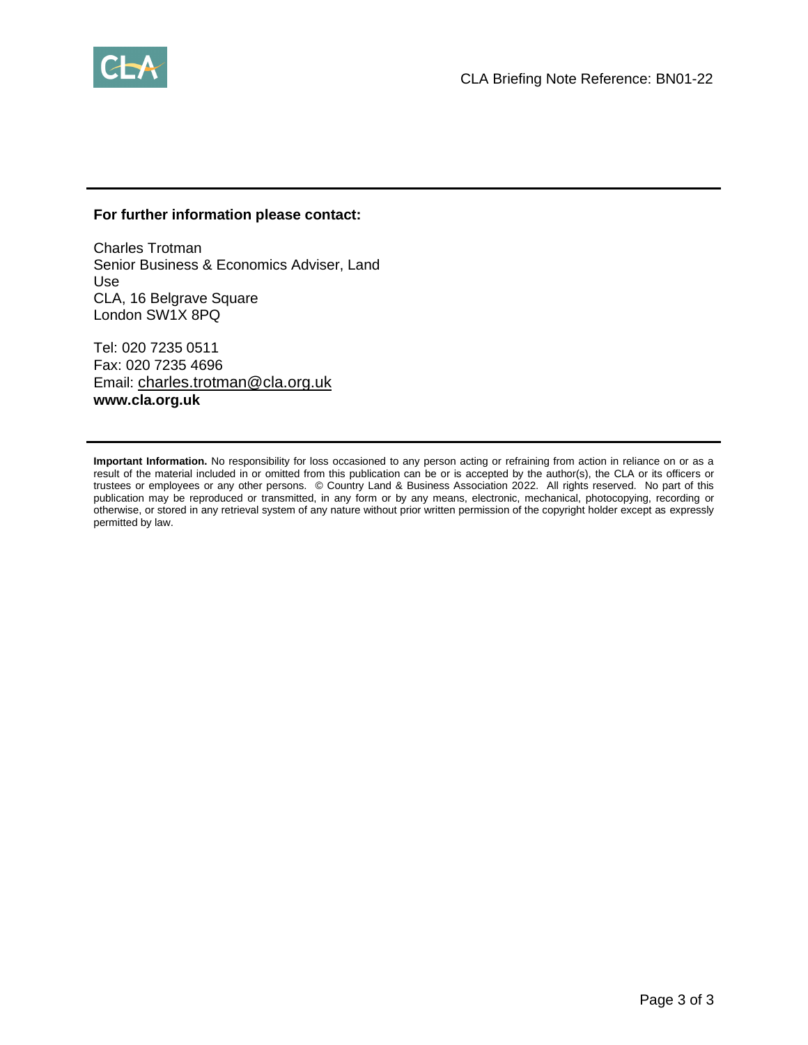**For further information please contact:**

Charles Trotman
Senior Business & Economics Adviser, Land Use
CLA, 16 Belgrave Square
London SW1X 8PQ

Tel: 020 7235 0511
Fax: 020 7235 4696
Email: charles.trotman@cla.org.uk
**www.cla.org.uk**

**Important Information.** No responsibility for loss occasioned to any person acting or refraining from action in reliance on or as a result of the material included in or omitted from this publication can be or is accepted by the author(s), the CLA or its officers or trustees or employees or any other persons. © Country Land & Business Association 2022. All rights reserved. No part of this publication may be reproduced or transmitted, in any form or by any means, electronic, mechanical, photocopying, recording or otherwise, or stored in any retrieval system of any nature without prior written permission of the copyright holder except as expressly permitted by law.